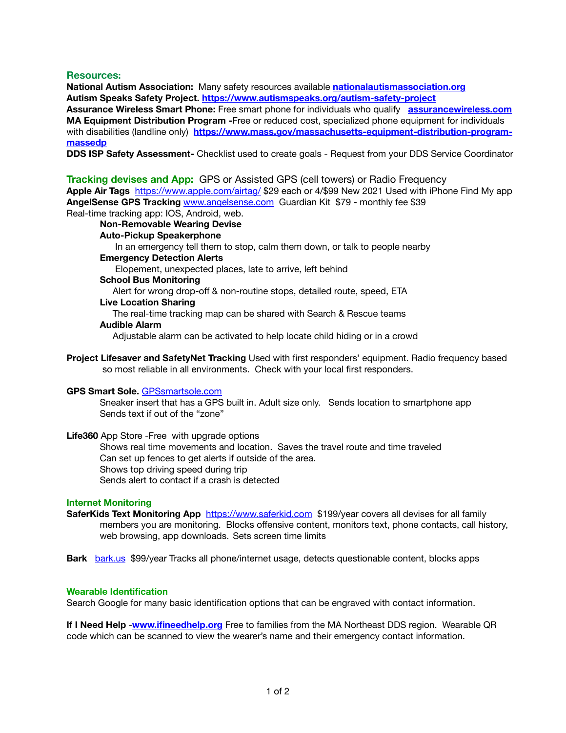## Resources:

**National Autism Association:** Many safety resources available **nationalautismassociation.org**
**Autism Speaks Safety Project.** **https://www.autismspeaks.org/autism-safety-project**
**Assurance Wireless Smart Phone:** Free smart phone for individuals who qualify **assurancewireless.com**
**MA Equipment Distribution Program -**Free or reduced cost, specialized phone equipment for individuals with disabilities (landline only) **https://www.mass.gov/massachusetts-equipment-distribution-program-massedp**
**DDS ISP Safety Assessment-** Checklist used to create goals - Request from your DDS Service Coordinator

## Tracking devises and App: GPS or Assisted GPS (cell towers) or Radio Frequency

**Apple Air Tags** https://www.apple.com/airtag/ $29 each or 4/$99 New 2021 Used with iPhone Find My app
**AngelSense GPS Tracking** www.angelsense.com Guardian Kit $79 - monthly fee $39
Real-time tracking app: IOS, Android, web.

- **Non-Removable Wearing Devise**
- **Auto-Pickup Speakerphone**
  In an emergency tell them to stop, calm them down, or talk to people nearby
- **Emergency Detection Alerts**
  Elopement, unexpected places, late to arrive, left behind
- **School Bus Monitoring**
  Alert for wrong drop-off & non-routine stops, detailed route, speed, ETA
- **Live Location Sharing**
  The real-time tracking map can be shared with Search & Rescue teams
- **Audible Alarm**
  Adjustable alarm can be activated to help locate child hiding or in a crowd

**Project Lifesaver and SafetyNet Tracking** Used with first responders' equipment. Radio frequency based so most reliable in all environments. Check with your local first responders.

**GPS Smart Sole.** GPSsmartsole.com
Sneaker insert that has a GPS built in. Adult size only. Sends location to smartphone app
Sends text if out of the "zone"

**Life360** App Store -Free with upgrade options
Shows real time movements and location. Saves the travel route and time traveled
Can set up fences to get alerts if outside of the area.
Shows top driving speed during trip
Sends alert to contact if a crash is detected

## Internet Monitoring

**SaferKids Text Monitoring App** https://www.saferkid.com $199/year covers all devises for all family members you are monitoring. Blocks offensive content, monitors text, phone contacts, call history, web browsing, app downloads. Sets screen time limits

**Bark** bark.us $99/year Tracks all phone/internet usage, detects questionable content, blocks apps

## Wearable Identification

Search Google for many basic identification options that can be engraved with contact information.

**If I Need Help** -**www.ifineedhelp.org** Free to families from the MA Northeast DDS region. Wearable QR code which can be scanned to view the wearer's name and their emergency contact information.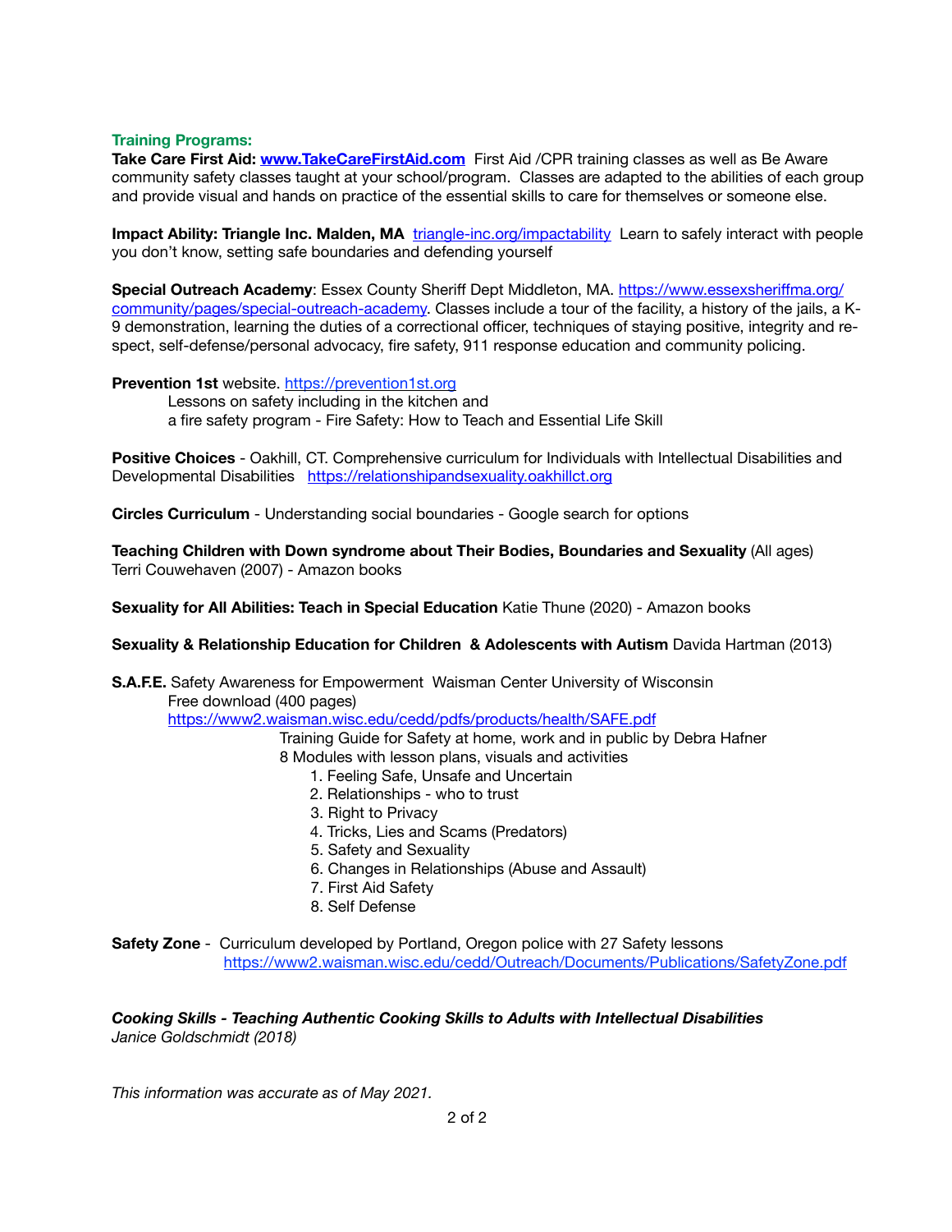## Training Programs:

**Take Care First Aid: www.TakeCareFirstAid.com** First Aid /CPR training classes as well as Be Aware community safety classes taught at your school/program. Classes are adapted to the abilities of each group and provide visual and hands on practice of the essential skills to care for themselves or someone else.

**Impact Ability: Triangle Inc. Malden, MA** triangle-inc.org/impactability Learn to safely interact with people you don't know, setting safe boundaries and defending yourself

**Special Outreach Academy**: Essex County Sheriff Dept Middleton, MA. https://www.essexsheriffma.org/community/pages/special-outreach-academy. Classes include a tour of the facility, a history of the jails, a K-9 demonstration, learning the duties of a correctional officer, techniques of staying positive, integrity and respect, self-defense/personal advocacy, fire safety, 911 response education and community policing.

**Prevention 1st** website. https://prevention1st.org

Lessons on safety including in the kitchen and
a fire safety program - Fire Safety: How to Teach and Essential Life Skill

**Positive Choices** - Oakhill, CT. Comprehensive curriculum for Individuals with Intellectual Disabilities and Developmental Disabilities https://relationshipandsexuality.oakhillct.org

**Circles Curriculum** - Understanding social boundaries - Google search for options

**Teaching Children with Down syndrome about Their Bodies, Boundaries and Sexuality** (All ages) Terri Couwehaven (2007) - Amazon books

**Sexuality for All Abilities: Teach in Special Education** Katie Thune (2020) - Amazon books

**Sexuality & Relationship Education for Children & Adolescents with Autism** Davida Hartman (2013)

**S.A.F.E.** Safety Awareness for Empowerment Waisman Center University of Wisconsin

Free download (400 pages)
https://www2.waisman.wisc.edu/cedd/pdfs/products/health/SAFE.pdf

Training Guide for Safety at home, work and in public by Debra Hafner
8 Modules with lesson plans, visuals and activities

1. Feeling Safe, Unsafe and Uncertain
2. Relationships - who to trust
3. Right to Privacy
4. Tricks, Lies and Scams (Predators)
5. Safety and Sexuality
6. Changes in Relationships (Abuse and Assault)
7. First Aid Safety
8. Self Defense

**Safety Zone** - Curriculum developed by Portland, Oregon police with 27 Safety lessons
https://www2.waisman.wisc.edu/cedd/Outreach/Documents/Publications/SafetyZone.pdf

***Cooking Skills - Teaching Authentic Cooking Skills to Adults with Intellectual Disabilities***
*Janice Goldschmidt (2018)*

*This information was accurate as of May 2021.*